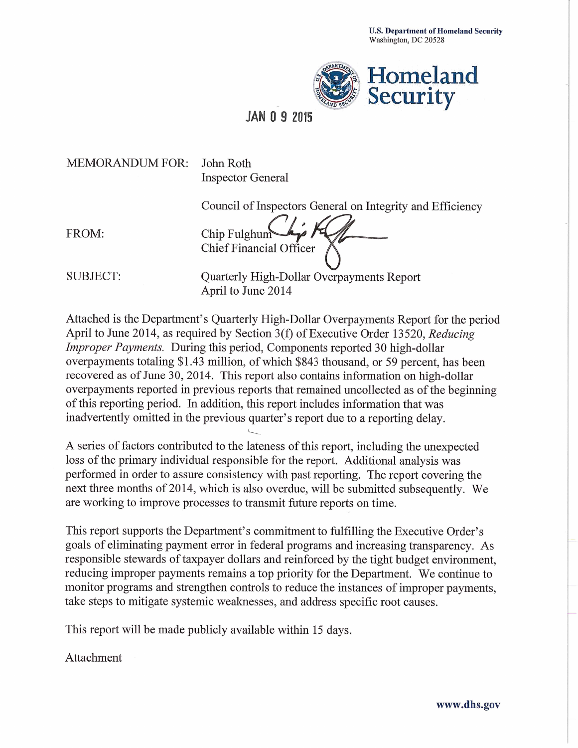U.S. Department of Homeland Security
Washington, DC 20528

Homeland Security

JAN 09 2015

MEMORANDUM FOR: John Roth
Inspector General

Council of Inspectors General on Integrity and Efficiency

FROM: Chip Fulghum
Chief Financial Officer

SUBJECT: Quarterly High-Dollar Overpayments Report
April to June 2014

Attached is the Department's Quarterly High-Dollar Overpayments Report for the period April to June 2014, as required by Section 3(f) of Executive Order 13520, *Reducing Improper Payments.* During this period, Components reported 30 high-dollar overpayments totaling $1.43 million, of which $843 thousand, or 59 percent, has been recovered as of June 30, 2014. This report also contains information on high-dollar overpayments reported in previous reports that remained uncollected as of the beginning of this reporting period. In addition, this report includes information that was inadvertently omitted in the previous quarter's report due to a reporting delay.

A series of factors contributed to the lateness of this report, including the unexpected loss of the primary individual responsible for the report. Additional analysis was performed in order to assure consistency with past reporting. The report covering the next three months of 2014, which is also overdue, will be submitted subsequently. We are working to improve processes to transmit future reports on time.

This report supports the Department's commitment to fulfilling the Executive Order's goals of eliminating payment error in federal programs and increasing transparency. As responsible stewards of taxpayer dollars and reinforced by the tight budget environment, reducing improper payments remains a top priority for the Department. We continue to monitor programs and strengthen controls to reduce the instances of improper payments, take steps to mitigate systemic weaknesses, and address specific root causes.

This report will be made publicly available within 15 days.

Attachment

www.dhs.gov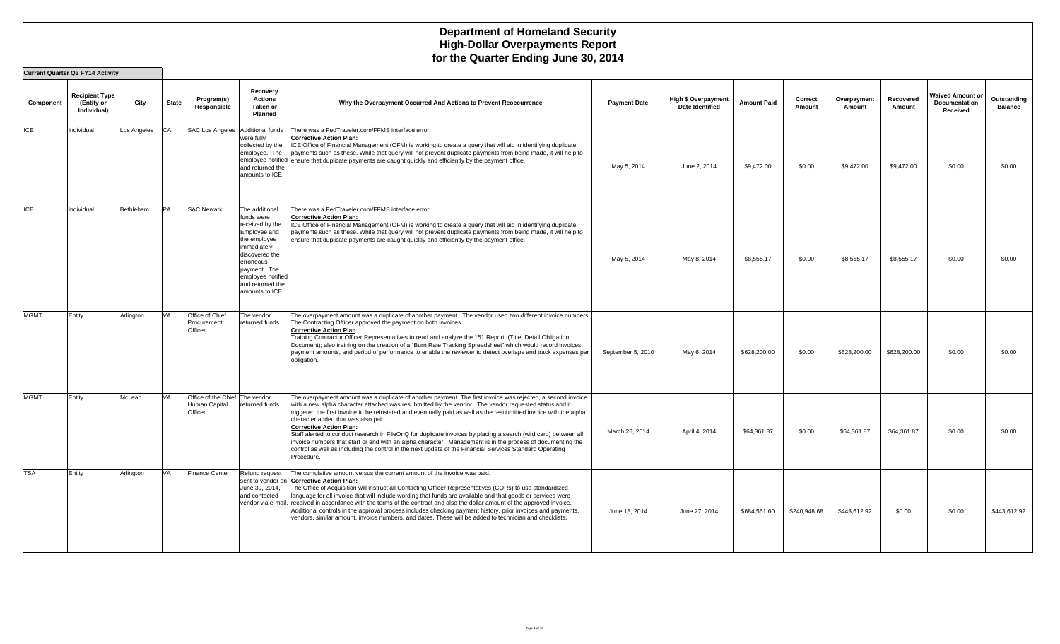# Department of Homeland Security
## High-Dollar Overpayments Report
## for the Quarter Ending June 30, 2014

**Current Quarter Q3 FY14 Activity**

| Component | Recipient Type (Entity or Individual) | City | State | Program(s) Responsible | Recovery Actions Taken or Planned | Why the Overpayment Occurred And Actions to Prevent Reoccurrence | Payment Date | High $ Overpayment Date Identified | Amount Paid | Correct Amount | Overpayment Amount | Recovered Amount | Waived Amount or Documentation Received | Outstanding Balance |
|---|---|---|---|---|---|---|---|---|---|---|---|---|---|---|
| ICE | Individual | Los Angeles | CA | SAC Los Angeles | Additional funds were fully collected by the employee. The employee notified and returned the amounts to ICE. | There was a FedTraveler.com/FFMS interface error. **Corrective Action Plan:** ICE Office of Financial Management (OFM) is working to create a query that will aid in identifying duplicate payments such as these. While that query will not prevent duplicate payments from being made, it will help to ensure that duplicate payments are caught quickly and efficiently by the payment office. | May 5, 2014 | June 2, 2014 | $9,472.00 | $0.00 | $9,472.00 | $9,472.00 | $0.00 | $0.00 |
| ICE | Individual | Bethlehem | PA | SAC Newark | The additional funds were received by the Employee and the employee immediately discovered the erroneous payment. The employee notified and returned the amounts to ICE. | There was a FedTraveler.com/FFMS interface error. **Corrective Action Plan:** ICE Office of Financial Management (OFM) is working to create a query that will aid in identifying duplicate payments such as these. While that query will not prevent duplicate payments from being made, it will help to ensure that duplicate payments are caught quickly and efficiently by the payment office. | May 5, 2014 | May 8, 2014 | $8,555.17 | $0.00 | $8,555.17 | $8,555.17 | $0.00 | $0.00 |
| MGMT | Entity | Arlington | VA | Office of Chief Procurement Officer | The vendor returned funds. | The overpayment amount was a duplicate of another payment. The vendor used two different invoice numbers. The Contracting Officer approved the payment on both invoices. **Corrective Action Plan**: Training Contractor Officer Representatives to read and analyze the 151 Report (Title: Detail Obligation Document); also training on the creation of a "Burn Rate Tracking Spreadsheet" which would record invoices, payment amounts, and period of performance to enable the reviewer to detect overlaps and track expenses per obligation. | September 5, 2010 | May 6, 2014 | $628,200.00 | $0.00 | $628,200.00 | $628,200.00 | $0.00 | $0.00 |
| MGMT | Entity | McLean | VA | Office of the Chief Human Capital Officer | The vendor returned funds. | The overpayment amount was a duplicate of another payment. The first invoice was rejected, a second invoice with a new alpha character attached was resubmitted by the vendor. The vendor requested status and it triggered the first invoice to be reinstated and eventually paid as well as the resubmitted invoice with the alpha character added that was also paid. **Corrective Action Plan:** Staff alerted to conduct research in FileOnQ for duplicate invoices by placing a search (wild card) between all invoice numbers that start or end with an alpha character. Management is in the process of documenting the control as well as including the control in the next update of the Financial Services Standard Operating Procedure. | March 26, 2014 | April 4, 2014 | $64,361.87 | $0.00 | $64,361.87 | $64,361.87 | $0.00 | $0.00 |
| TSA | Entity | Arlington | VA | Finance Center | Refund request sent to vendor on June 30, 2014, and contacted vendor via e-mail. | The cumulative amount versus the current amount of the invoice was paid. **Corrective Action Plan:** The Office of Acquisition will instruct all Contacting Officer Representatives (CORs) to use standardized language for all invoice that will include wording that funds are available and that goods or services were received in accordance with the terms of the contract and also the dollar amount of the approved invoice. Additional controls in the approval process includes checking payment history, prior invoices and payments, vendors, similar amount, invoice numbers, and dates. These will be added to technician and checklists. | June 18, 2014 | June 27, 2014 | $684,561.60 | $240,948.68 | $443,612.92 | $0.00 | $0.00 | $443,612.92 |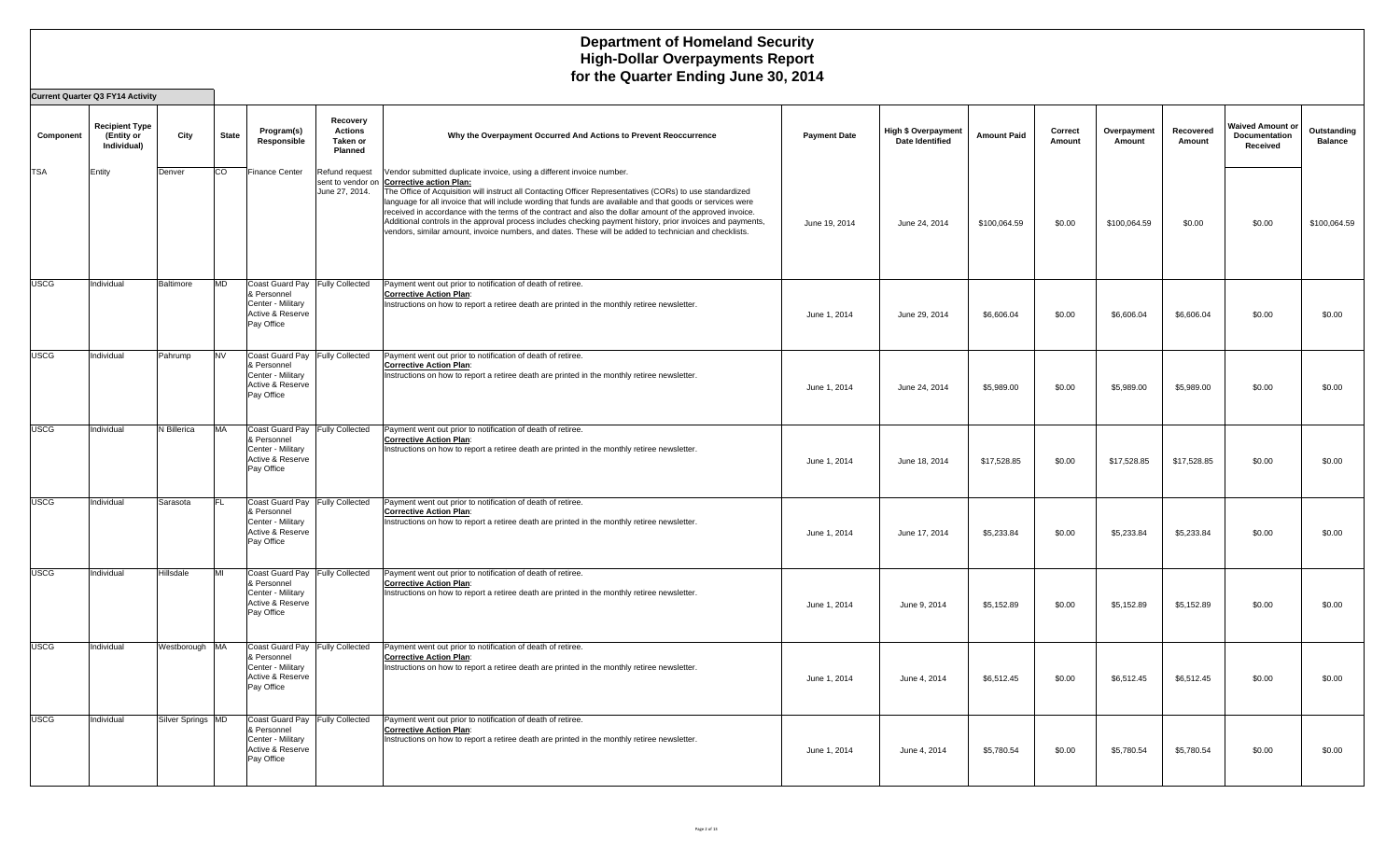# Department of Homeland Security
# High-Dollar Overpayments Report
# for the Quarter Ending June 30, 2014

**Current Quarter Q3 FY14 Activity**

| Component | Recipient Type (Entity or Individual) | City | State | Program(s) Responsible | Recovery Actions Taken or Planned | Why the Overpayment Occurred And Actions to Prevent Reoccurrence | Payment Date | High $ Overpayment Date Identified | Amount Paid | Correct Amount | Overpayment Amount | Recovered Amount | Waived Amount or Documentation Received | Outstanding Balance |
|---|---|---|---|---|---|---|---|---|---|---|---|---|---|---|
| TSA | Entity | Denver | CO | Finance Center | Refund request sent to vendor on June 27, 2014. | Vendor submitted duplicate invoice, using a different invoice number. **Corrective action Plan:** The Office of Acquisition will instruct all Contacting Officer Representatives (CORs) to use standardized language for all invoice that will include wording that funds are available and that goods or services were received in accordance with the terms of the contract and also the dollar amount of the approved invoice. Additional controls in the approval process includes checking payment history, prior invoices and payments, vendors, similar amount, invoice numbers, and dates. These will be added to technician and checklists. | June 19, 2014 | June 24, 2014 | $100,064.59 | $0.00 | $100,064.59 | $0.00 | $0.00 | $100,064.59 |
| USCG | Individual | Baltimore | MD | Coast Guard Pay & Personnel Center - Military Active & Reserve Pay Office | Fully Collected | Payment went out prior to notification of death of retiree. **Corrective Action Plan**: Instructions on how to report a retiree death are printed in the monthly retiree newsletter. | June 1, 2014 | June 29, 2014 | $6,606.04 | $0.00 | $6,606.04 | $6,606.04 | $0.00 | $0.00 |
| USCG | Individual | Pahrump | NV | Coast Guard Pay & Personnel Center - Military Active & Reserve Pay Office | Fully Collected | Payment went out prior to notification of death of retiree. **Corrective Action Plan**: Instructions on how to report a retiree death are printed in the monthly retiree newsletter. | June 1, 2014 | June 24, 2014 | $5,989.00 | $0.00 | $5,989.00 | $5,989.00 | $0.00 | $0.00 |
| USCG | Individual | N Billerica | MA | Coast Guard Pay & Personnel Center - Military Active & Reserve Pay Office | Fully Collected | Payment went out prior to notification of death of retiree. **Corrective Action Plan**: Instructions on how to report a retiree death are printed in the monthly retiree newsletter. | June 1, 2014 | June 18, 2014 | $17,528.85 | $0.00 | $17,528.85 | $17,528.85 | $0.00 | $0.00 |
| USCG | Individual | Sarasota | FL | Coast Guard Pay & Personnel Center - Military Active & Reserve Pay Office | Fully Collected | Payment went out prior to notification of death of retiree. **Corrective Action Plan**: Instructions on how to report a retiree death are printed in the monthly retiree newsletter. | June 1, 2014 | June 17, 2014 | $5,233.84 | $0.00 | $5,233.84 | $5,233.84 | $0.00 | $0.00 |
| USCG | Individual | Hillsdale | MI | Coast Guard Pay & Personnel Center - Military Active & Reserve Pay Office | Fully Collected | Payment went out prior to notification of death of retiree. **Corrective Action Plan**: Instructions on how to report a retiree death are printed in the monthly retiree newsletter. | June 1, 2014 | June 9, 2014 | $5,152.89 | $0.00 | $5,152.89 | $5,152.89 | $0.00 | $0.00 |
| USCG | Individual | Westborough | MA | Coast Guard Pay & Personnel Center - Military Active & Reserve Pay Office | Fully Collected | Payment went out prior to notification of death of retiree. **Corrective Action Plan**: Instructions on how to report a retiree death are printed in the monthly retiree newsletter. | June 1, 2014 | June 4, 2014 | $6,512.45 | $0.00 | $6,512.45 | $6,512.45 | $0.00 | $0.00 |
| USCG | Individual | Silver Springs | MD | Coast Guard Pay & Personnel Center - Military Active & Reserve Pay Office | Fully Collected | Payment went out prior to notification of death of retiree. **Corrective Action Plan**: Instructions on how to report a retiree death are printed in the monthly retiree newsletter. | June 1, 2014 | June 4, 2014 | $5,780.54 | $0.00 | $5,780.54 | $5,780.54 | $0.00 | $0.00 |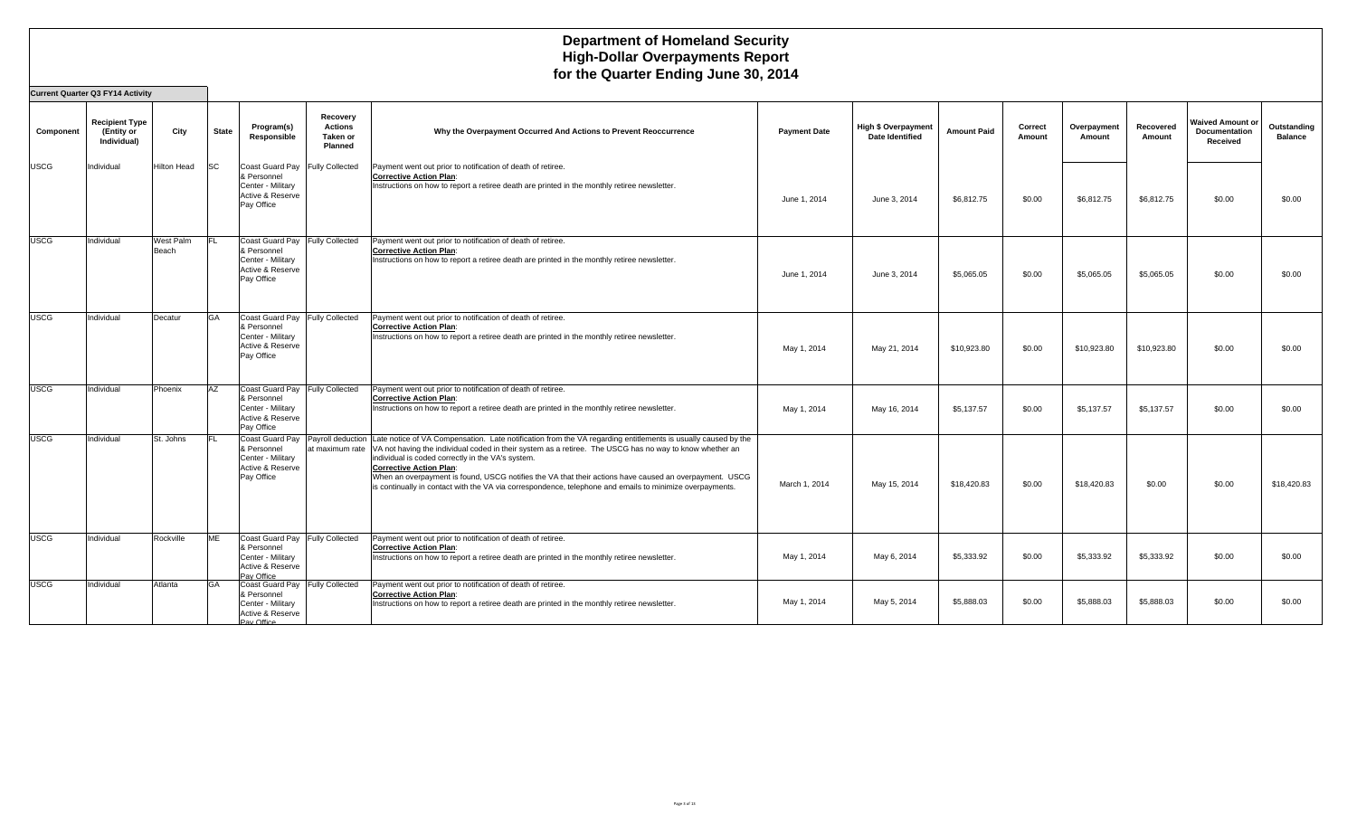# Department of Homeland Security
# High-Dollar Overpayments Report
# for the Quarter Ending June 30, 2014

**Current Quarter Q3 FY14 Activity**

| Component | Recipient Type (Entity or Individual) | City | State | Program(s) Responsible | Recovery Actions Taken or Planned | Why the Overpayment Occurred And Actions to Prevent Reoccurrence | Payment Date | High $ Overpayment Date Identified | Amount Paid | Correct Amount | Overpayment Amount | Recovered Amount | Waived Amount or Documentation Received | Outstanding Balance |
|---|---|---|---|---|---|---|---|---|---|---|---|---|---|---|
| USCG | Individual | Hilton Head | SC | Coast Guard Pay & Personnel Center - Military Active & Reserve Pay Office | Fully Collected | Payment went out prior to notification of death of retiree. **Corrective Action Plan**: Instructions on how to report a retiree death are printed in the monthly retiree newsletter. | June 1, 2014 | June 3, 2014 | $6,812.75 | $0.00 | $6,812.75 | $6,812.75 | $0.00 | $0.00 |
| USCG | Individual | West Palm Beach | FL | Coast Guard Pay & Personnel Center - Military Active & Reserve Pay Office | Fully Collected | Payment went out prior to notification of death of retiree. **Corrective Action Plan**: Instructions on how to report a retiree death are printed in the monthly retiree newsletter. | June 1, 2014 | June 3, 2014 | $5,065.05 | $0.00 | $5,065.05 | $5,065.05 | $0.00 | $0.00 |
| USCG | Individual | Decatur | GA | Coast Guard Pay & Personnel Center - Military Active & Reserve Pay Office | Fully Collected | Payment went out prior to notification of death of retiree. **Corrective Action Plan**: Instructions on how to report a retiree death are printed in the monthly retiree newsletter. | May 1, 2014 | May 21, 2014 | $10,923.80 | $0.00 | $10,923.80 | $10,923.80 | $0.00 | $0.00 |
| USCG | Individual | Phoenix | AZ | Coast Guard Pay & Personnel Center - Military Active & Reserve Pay Office | Fully Collected | Payment went out prior to notification of death of retiree. **Corrective Action Plan**: Instructions on how to report a retiree death are printed in the monthly retiree newsletter. | May 1, 2014 | May 16, 2014 | $5,137.57 | $0.00 | $5,137.57 | $5,137.57 | $0.00 | $0.00 |
| USCG | Individual | St. Johns | FL | Coast Guard Pay & Personnel Center - Military Active & Reserve Pay Office | Payroll deduction at maximum rate | Late notice of VA Compensation. Late notification from the VA regarding entitlements is usually caused by the VA not having the individual coded in their system as a retiree. The USCG has no way to know whether an individual is coded correctly in the VA's system. **Corrective Action Plan**: When an overpayment is found, USCG notifies the VA that their actions have caused an overpayment. USCG is continually in contact with the VA via correspondence, telephone and emails to minimize overpayments. | March 1, 2014 | May 15, 2014 | $18,420.83 | $0.00 | $18,420.83 | $0.00 | $0.00 | $18,420.83 |
| USCG | Individual | Rockville | ME | Coast Guard Pay & Personnel Center - Military Active & Reserve Pay Office | Fully Collected | Payment went out prior to notification of death of retiree. **Corrective Action Plan**: Instructions on how to report a retiree death are printed in the monthly retiree newsletter. | May 1, 2014 | May 6, 2014 | $5,333.92 | $0.00 | $5,333.92 | $5,333.92 | $0.00 | $0.00 |
| USCG | Individual | Atlanta | GA | Coast Guard Pay & Personnel Center - Military Active & Reserve Pay Office | Fully Collected | Payment went out prior to notification of death of retiree. **Corrective Action Plan**: Instructions on how to report a retiree death are printed in the monthly retiree newsletter. | May 1, 2014 | May 5, 2014 | $5,888.03 | $0.00 | $5,888.03 | $5,888.03 | $0.00 | $0.00 |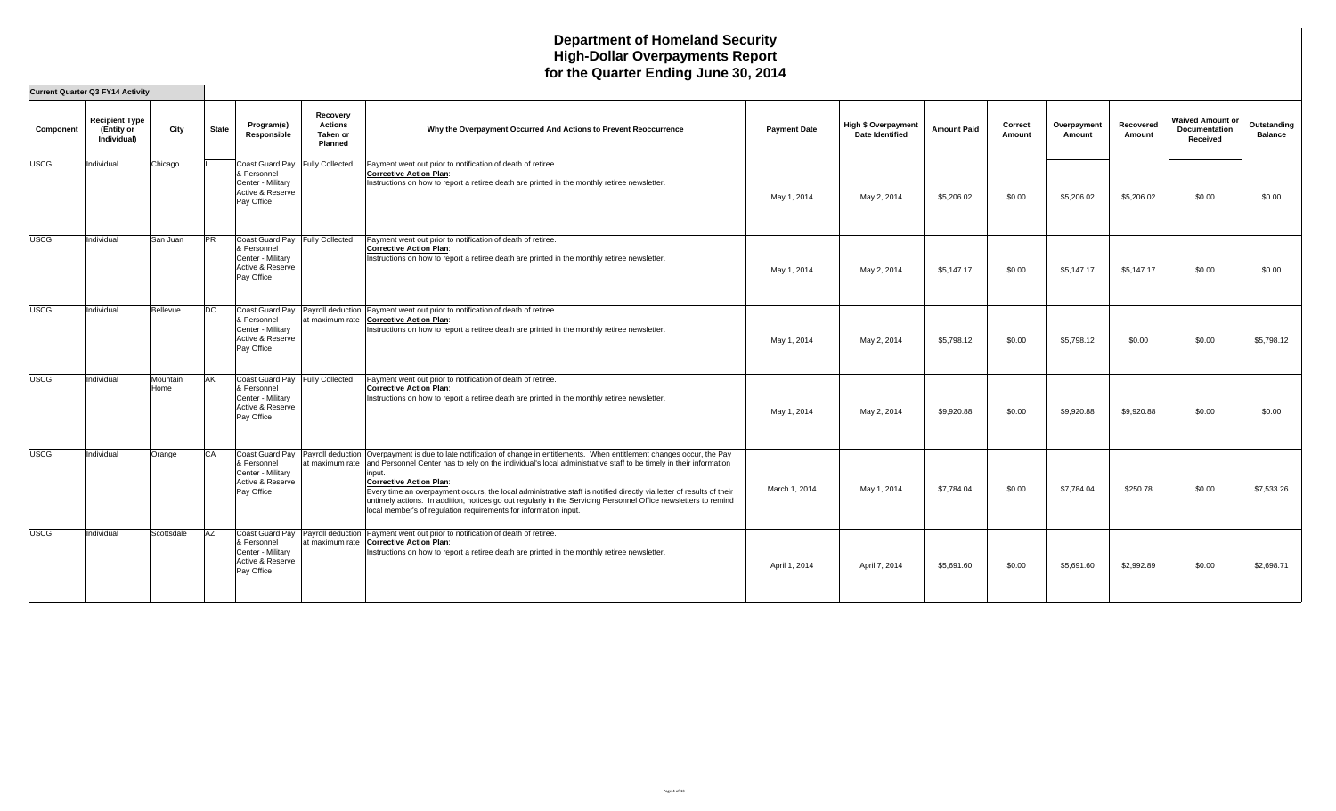# Department of Homeland Security
## High-Dollar Overpayments Report
## for the Quarter Ending June 30, 2014

**Current Quarter Q3 FY14 Activity**

| Component | Recipient Type (Entity or Individual) | City | State | Program(s) Responsible | Recovery Actions Taken or Planned | Why the Overpayment Occurred And Actions to Prevent Reoccurrence | Payment Date | High $ Overpayment Date Identified | Amount Paid | Correct Amount | Overpayment Amount | Recovered Amount | Waived Amount or Documentation Received | Outstanding Balance |
|---|---|---|---|---|---|---|---|---|---|---|---|---|---|---|
| USCG | Individual | Chicago | IL | Coast Guard Pay & Personnel Center - Military Active & Reserve Pay Office | Fully Collected | Payment went out prior to notification of death of retiree. **Corrective Action Plan**: Instructions on how to report a retiree death are printed in the monthly retiree newsletter. | May 1, 2014 | May 2, 2014 | $5,206.02 | $0.00 | $5,206.02 | $5,206.02 | $0.00 | $0.00 |
| USCG | Individual | San Juan | PR | Coast Guard Pay & Personnel Center - Military Active & Reserve Pay Office | Fully Collected | Payment went out prior to notification of death of retiree. **Corrective Action Plan**: Instructions on how to report a retiree death are printed in the monthly retiree newsletter. | May 1, 2014 | May 2, 2014 | $5,147.17 | $0.00 | $5,147.17 | $5,147.17 | $0.00 | $0.00 |
| USCG | Individual | Bellevue | DC | Coast Guard Pay & Personnel Center - Military Active & Reserve Pay Office | Payroll deduction at maximum rate | Payment went out prior to notification of death of retiree. **Corrective Action Plan**: Instructions on how to report a retiree death are printed in the monthly retiree newsletter. | May 1, 2014 | May 2, 2014 | $5,798.12 | $0.00 | $5,798.12 | $0.00 | $0.00 | $5,798.12 |
| USCG | Individual | Mountain Home | AK | Coast Guard Pay & Personnel Center - Military Active & Reserve Pay Office | Fully Collected | Payment went out prior to notification of death of retiree. **Corrective Action Plan**: Instructions on how to report a retiree death are printed in the monthly retiree newsletter. | May 1, 2014 | May 2, 2014 | $9,920.88 | $0.00 | $9,920.88 | $9,920.88 | $0.00 | $0.00 |
| USCG | Individual | Orange | CA | Coast Guard Pay & Personnel Center - Military Active & Reserve Pay Office | Payroll deduction at maximum rate | Overpayment is due to late notification of change in entitlements. When entitlement changes occur, the Pay and Personnel Center has to rely on the individual's local administrative staff to be timely in their information input. **Corrective Action Plan**: Every time an overpayment occurs, the local administrative staff is notified directly via letter of results of their untimely actions. In addition, notices go out regularly in the Servicing Personnel Office newsletters to remind local member's of regulation requirements for information input. | March 1, 2014 | May 1, 2014 | $7,784.04 | $0.00 | $7,784.04 | $250.78 | $0.00 | $7,533.26 |
| USCG | Individual | Scottsdale | AZ | Coast Guard Pay & Personnel Center - Military Active & Reserve Pay Office | Payroll deduction at maximum rate | Payment went out prior to notification of death of retiree. **Corrective Action Plan**: Instructions on how to report a retiree death are printed in the monthly retiree newsletter. | April 1, 2014 | April 7, 2014 | $5,691.60 | $0.00 | $5,691.60 | $2,992.89 | $0.00 | $2,698.71 |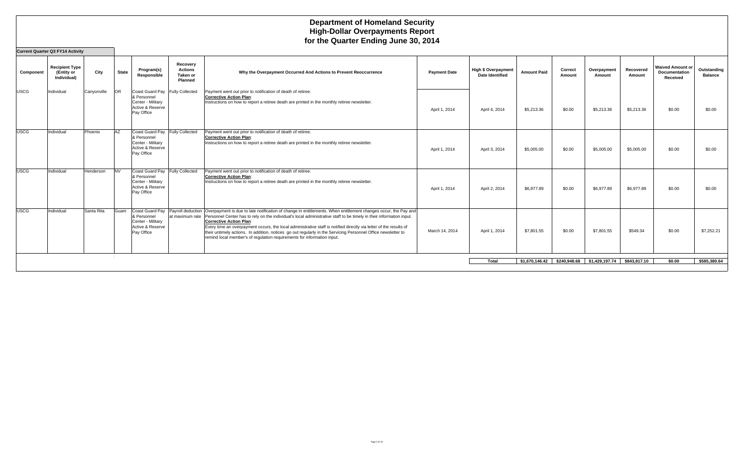# Department of Homeland Security
# High-Dollar Overpayments Report
# for the Quarter Ending June 30, 2014

**Current Quarter Q3 FY14 Activity**

| Component | Recipient Type (Entity or Individual) | City | State | Program(s) Responsible | Recovery Actions Taken or Planned | Why the Overpayment Occurred And Actions to Prevent Reoccurrence | Payment Date | High $ Overpayment Date Identified | Amount Paid | Correct Amount | Overpayment Amount | Recovered Amount | Waived Amount or Documentation Received | Outstanding Balance |
|---|---|---|---|---|---|---|---|---|---|---|---|---|---|---|
| USCG | Individual | Canyonville | OR | Coast Guard Pay & Personnel Center - Military Active & Reserve Pay Office | Fully Collected | Payment went out prior to notification of death of retiree. **Corrective Action Plan**: Instructions on how to report a retiree death are printed in the monthly retiree newsletter. | April 1, 2014 | April 4, 2014 | $5,213.36 | $0.00 | $5,213.36 | $5,213.36 | $0.00 | $0.00 |
| USCG | Individual | Phoenix | AZ | Coast Guard Pay & Personnel Center - Military Active & Reserve Pay Office | Fully Collected | Payment went out prior to notification of death of retiree. **Corrective Action Plan**: Instructions on how to report a retiree death are printed in the monthly retiree newsletter. | April 1, 2014 | April 3, 2014 | $5,005.00 | $0.00 | $5,005.00 | $5,005.00 | $0.00 | $0.00 |
| USCG | Individual | Henderson | NV | Coast Guard Pay & Personnel Center - Military Active & Reserve Pay Office | Fully Collected | Payment went out prior to notification of death of retiree. **Corrective Action Plan**: Instructions on how to report a retiree death are printed in the monthly retiree newsletter. | April 1, 2014 | April 2, 2014 | $6,977.89 | $0.00 | $6,977.89 | $6,977.89 | $0.00 | $0.00 |
| USCG | Individual | Santa Rita | Guam | Coast Guard Pay & Personnel Center - Military Active & Reserve Pay Office | Payroll deduction at maximum rate | Overpayment is due to late notification of change in entitlements. When entitlement changes occur, the Pay and Personnel Center has to rely on the individual's local administrative staff to be timely in their information input. **Corrective Action Plan**: Every time an overpayment occurs, the local administrative staff is notified directly via letter of the results of their untimely actions. In addition, notices go out regularly in the Servicing Personnel Office newsletter to remind local member's of regulation requirements for information input. | March 14, 2014 | April 1, 2014 | $7,801.55 | $0.00 | $7,801.55 | $549.34 | $0.00 | $7,252.21 |
| | | | | | | | | **Total** | **$1,670,146.42** | **$240,948.68** | **$1,429,197.74** | **$843,817.10** | **$0.00** | **$585,380.64** |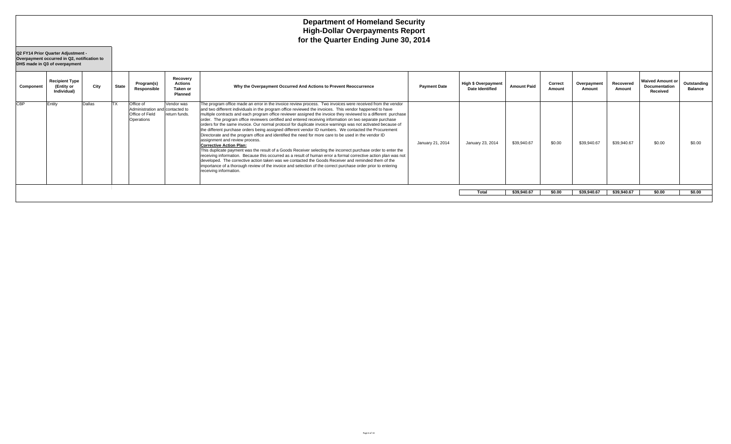# Department of Homeland Security
# High-Dollar Overpayments Report
# for the Quarter Ending June 30, 2014

**Q2 FY14 Prior Quarter Adjustment - Overpayment occurred in Q2, notification to DHS made in Q3 of overpayment**

| Component | Recipient Type (Entity or Individual) | City | State | Program(s) Responsible | Recovery Actions Taken or Planned | Why the Overpayment Occurred And Actions to Prevent Reoccurrence | Payment Date | High $ Overpayment Date Identified | Amount Paid | Correct Amount | Overpayment Amount | Recovered Amount | Waived Amount or Documentation Received | Outstanding Balance |
|---|---|---|---|---|---|---|---|---|---|---|---|---|---|---|
| CBP | Entity | Dallas | TX | Office of Administration and Office of Field Operations | Vendor was contacted to return funds. | The program office made an error in the invoice review process. Two invoices were received from the vendor and two different individuals in the program office reviewed the invoices. This vendor happened to have multiple contracts and each program office reviewer assigned the invoice they reviewed to a different purchase order. The program office reviewers certified and entered receiving information on two separate purchase orders for the same invoice. Our normal protocol for duplicate invoice warnings was not activated because of the different purchase orders being assigned different vendor ID numbers. We contacted the Procurement Directorate and the program office and identified the need for more care to be used in the vendor ID assignment and review process. **Corrective Action Plan:** This duplicate payment was the result of a Goods Receiver selecting the incorrect purchase order to enter the receiving information. Because this occurred as a result of human error a formal corrective action plan was not developed. The corrective action taken was we contacted the Goods Receiver and reminded them of the importance of a thorough review of the invoice and selection of the correct purchase order prior to entering receiving information. | January 21, 2014 | January 23, 2014 | $39,940.67 | $0.00 | $39,940.67 | $39,940.67 | $0.00 | $0.00 |
| | | | | | | | | **Total** | **$39,940.67** | **$0.00** | **$39,940.67** | **$39,940.67** | **$0.00** | **$0.00** |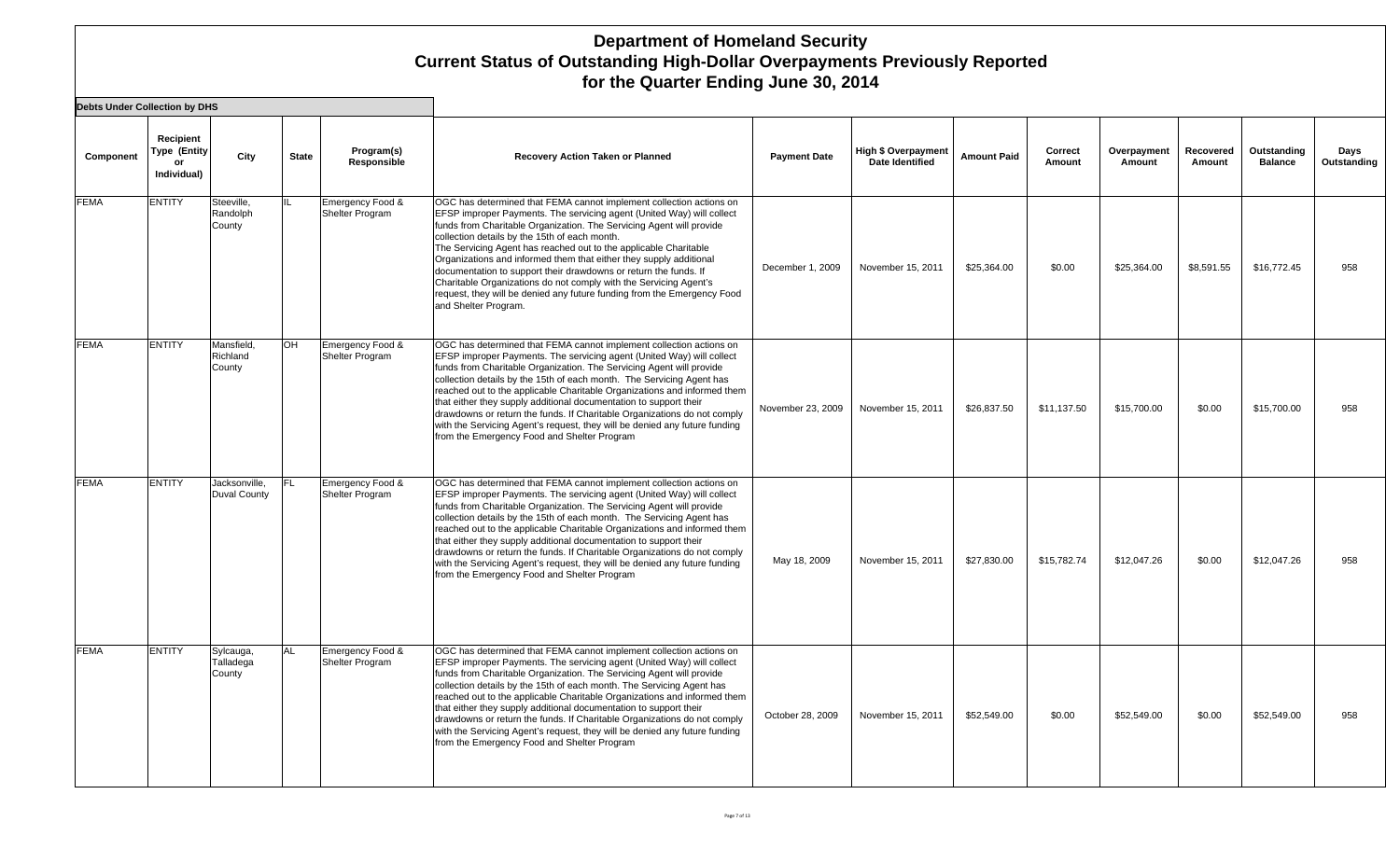# Department of Homeland Security
## Current Status of Outstanding High-Dollar Overpayments Previously Reported
## for the Quarter Ending June 30, 2014

**Debts Under Collection by DHS**

| Component | Recipient Type (Entity or Individual) | City | State | Program(s) Responsible | Recovery Action Taken or Planned | Payment Date | High $ Overpayment Date Identified | Amount Paid | Correct Amount | Overpayment Amount | Recovered Amount | Outstanding Balance | Days Outstanding |
|---|---|---|---|---|---|---|---|---|---|---|---|---|---|
| FEMA | ENTITY | Steeville, Randolph County | IL | Emergency Food & Shelter Program | OGC has determined that FEMA cannot implement collection actions on EFSP improper Payments. The servicing agent (United Way) will collect funds from Charitable Organization. The Servicing Agent will provide collection details by the 15th of each month. The Servicing Agent has reached out to the applicable Charitable Organizations and informed them that either they supply additional documentation to support their drawdowns or return the funds. If Charitable Organizations do not comply with the Servicing Agent's request, they will be denied any future funding from the Emergency Food and Shelter Program. | December 1, 2009 | November 15, 2011 | $25,364.00 | $0.00 | $25,364.00 | $8,591.55 | $16,772.45 | 958 |
| FEMA | ENTITY | Mansfield, Richland County | OH | Emergency Food & Shelter Program | OGC has determined that FEMA cannot implement collection actions on EFSP improper Payments. The servicing agent (United Way) will collect funds from Charitable Organization. The Servicing Agent will provide collection details by the 15th of each month. The Servicing Agent has reached out to the applicable Charitable Organizations and informed them that either they supply additional documentation to support their drawdowns or return the funds. If Charitable Organizations do not comply with the Servicing Agent's request, they will be denied any future funding from the Emergency Food and Shelter Program | November 23, 2009 | November 15, 2011 | $26,837.50 | $11,137.50 | $15,700.00 | $0.00 | $15,700.00 | 958 |
| FEMA | ENTITY | Jacksonville, Duval County | FL | Emergency Food & Shelter Program | OGC has determined that FEMA cannot implement collection actions on EFSP improper Payments. The servicing agent (United Way) will collect funds from Charitable Organization. The Servicing Agent will provide collection details by the 15th of each month. The Servicing Agent has reached out to the applicable Charitable Organizations and informed them that either they supply additional documentation to support their drawdowns or return the funds. If Charitable Organizations do not comply with the Servicing Agent's request, they will be denied any future funding from the Emergency Food and Shelter Program | May 18, 2009 | November 15, 2011 | $27,830.00 | $15,782.74 | $12,047.26 | $0.00 | $12,047.26 | 958 |
| FEMA | ENTITY | Sylcauga, Talladega County | AL | Emergency Food & Shelter Program | OGC has determined that FEMA cannot implement collection actions on EFSP improper Payments. The servicing agent (United Way) will collect funds from Charitable Organization. The Servicing Agent will provide collection details by the 15th of each month. The Servicing Agent has reached out to the applicable Charitable Organizations and informed them that either they supply additional documentation to support their drawdowns or return the funds. If Charitable Organizations do not comply with the Servicing Agent's request, they will be denied any future funding from the Emergency Food and Shelter Program | October 28, 2009 | November 15, 2011 | $52,549.00 | $0.00 | $52,549.00 | $0.00 | $52,549.00 | 958 |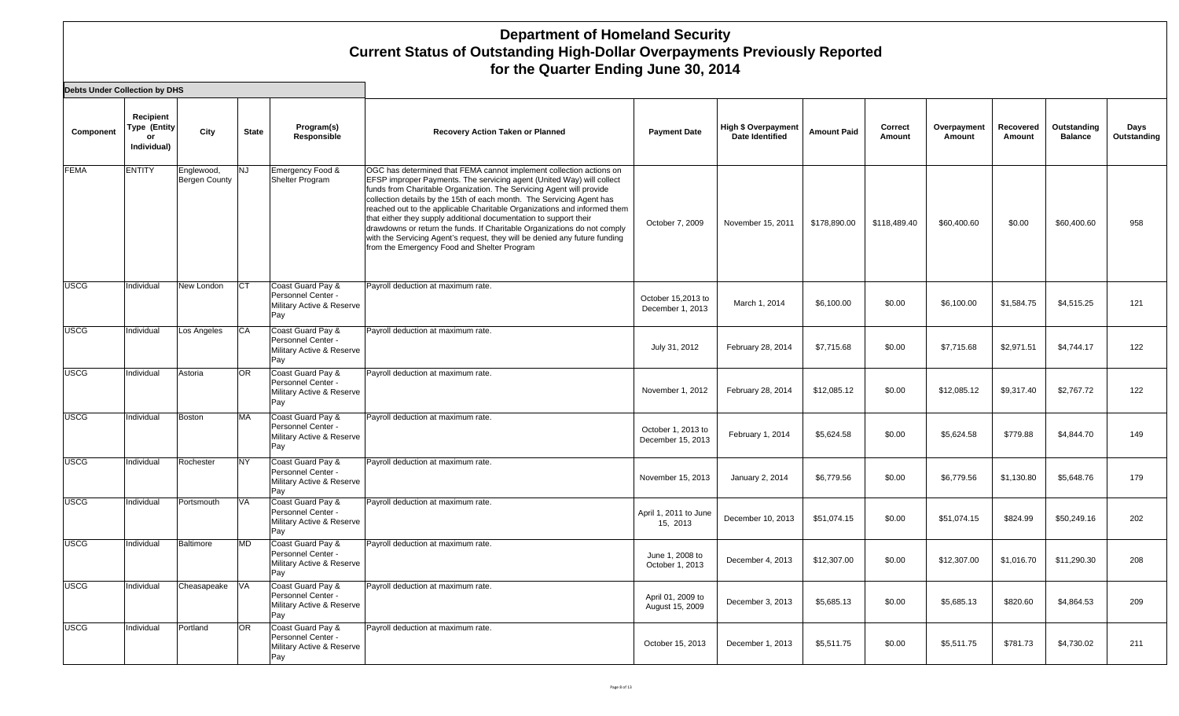# Department of Homeland Security
## Current Status of Outstanding High-Dollar Overpayments Previously Reported
## for the Quarter Ending June 30, 2014

**Debts Under Collection by DHS**

| Component | Recipient Type (Entity or Individual) | City | State | Program(s) Responsible | Recovery Action Taken or Planned | Payment Date | High $ Overpayment Date Identified | Amount Paid | Correct Amount | Overpayment Amount | Recovered Amount | Outstanding Balance | Days Outstanding |
|---|---|---|---|---|---|---|---|---|---|---|---|---|---|
| FEMA | ENTITY | Englewood, Bergen County | NJ | Emergency Food & Shelter Program | OGC has determined that FEMA cannot implement collection actions on EFSP improper Payments. The servicing agent (United Way) will collect funds from Charitable Organization. The Servicing Agent will provide collection details by the 15th of each month. The Servicing Agent has reached out to the applicable Charitable Organizations and informed them that either they supply additional documentation to support their drawdowns or return the funds. If Charitable Organizations do not comply with the Servicing Agent's request, they will be denied any future funding from the Emergency Food and Shelter Program | October 7, 2009 | November 15, 2011 | $178,890.00 | $118,489.40 | $60,400.60 | $0.00 | $60,400.60 | 958 |
| USCG | Individual | New London | CT | Coast Guard Pay & Personnel Center - Military Active & Reserve Pay | Payroll deduction at maximum rate. | October 15,2013 to December 1, 2013 | March 1, 2014 | $6,100.00 | $0.00 | $6,100.00 | $1,584.75 | $4,515.25 | 121 |
| USCG | Individual | Los Angeles | CA | Coast Guard Pay & Personnel Center - Military Active & Reserve Pay | Payroll deduction at maximum rate. | July 31, 2012 | February 28, 2014 | $7,715.68 | $0.00 | $7,715.68 | $2,971.51 | $4,744.17 | 122 |
| USCG | Individual | Astoria | OR | Coast Guard Pay & Personnel Center - Military Active & Reserve Pay | Payroll deduction at maximum rate. | November 1, 2012 | February 28, 2014 | $12,085.12 | $0.00 | $12,085.12 | $9,317.40 | $2,767.72 | 122 |
| USCG | Individual | Boston | MA | Coast Guard Pay & Personnel Center - Military Active & Reserve Pay | Payroll deduction at maximum rate. | October 1, 2013 to December 15, 2013 | February 1, 2014 | $5,624.58 | $0.00 | $5,624.58 | $779.88 | $4,844.70 | 149 |
| USCG | Individual | Rochester | NY | Coast Guard Pay & Personnel Center - Military Active & Reserve Pay | Payroll deduction at maximum rate. | November 15, 2013 | January 2, 2014 | $6,779.56 | $0.00 | $6,779.56 | $1,130.80 | $5,648.76 | 179 |
| USCG | Individual | Portsmouth | VA | Coast Guard Pay & Personnel Center - Military Active & Reserve Pay | Payroll deduction at maximum rate. | April 1, 2011 to June 15, 2013 | December 10, 2013 | $51,074.15 | $0.00 | $51,074.15 | $824.99 | $50,249.16 | 202 |
| USCG | Individual | Baltimore | MD | Coast Guard Pay & Personnel Center - Military Active & Reserve Pay | Payroll deduction at maximum rate. | June 1, 2008 to October 1, 2013 | December 4, 2013 | $12,307.00 | $0.00 | $12,307.00 | $1,016.70 | $11,290.30 | 208 |
| USCG | Individual | Cheasapeake | VA | Coast Guard Pay & Personnel Center - Military Active & Reserve Pay | Payroll deduction at maximum rate. | April 01, 2009 to August 15, 2009 | December 3, 2013 | $5,685.13 | $0.00 | $5,685.13 | $820.60 | $4,864.53 | 209 |
| USCG | Individual | Portland | OR | Coast Guard Pay & Personnel Center - Military Active & Reserve Pay | Payroll deduction at maximum rate. | October 15, 2013 | December 1, 2013 | $5,511.75 | $0.00 | $5,511.75 | $781.73 | $4,730.02 | 211 |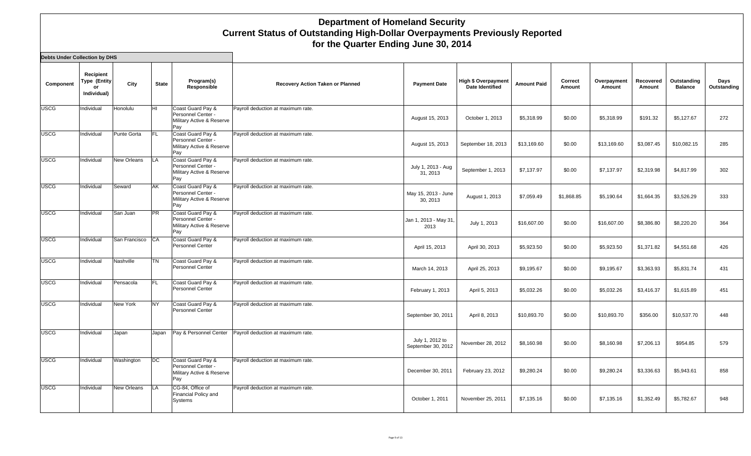# Department of Homeland Security
## Current Status of Outstanding High-Dollar Overpayments Previously Reported
## for the Quarter Ending June 30, 2014

**Debts Under Collection by DHS**

| Component | Recipient Type (Entity or Individual) | City | State | Program(s) Responsible | Recovery Action Taken or Planned | Payment Date | High $ Overpayment Date Identified | Amount Paid | Correct Amount | Overpayment Amount | Recovered Amount | Outstanding Balance | Days Outstanding |
|---|---|---|---|---|---|---|---|---|---|---|---|---|---|
| USCG | Individual | Honolulu | HI | Coast Guard Pay & Personnel Center - Military Active & Reserve Pay | Payroll deduction at maximum rate. | August 15, 2013 | October 1, 2013 | $5,318.99 | $0.00 | $5,318.99 | $191.32 | $5,127.67 | 272 |
| USCG | Individual | Punte Gorta | FL | Coast Guard Pay & Personnel Center - Military Active & Reserve Pay | Payroll deduction at maximum rate. | August 15, 2013 | September 18, 2013 | $13,169.60 | $0.00 | $13,169.60 | $3,087.45 | $10,082.15 | 285 |
| USCG | Individual | New Orleans | LA | Coast Guard Pay & Personnel Center - Military Active & Reserve Pay | Payroll deduction at maximum rate. | July 1, 2013 - Aug 31, 2013 | September 1, 2013 | $7,137.97 | $0.00 | $7,137.97 | $2,319.98 | $4,817.99 | 302 |
| USCG | Individual | Seward | AK | Coast Guard Pay & Personnel Center - Military Active & Reserve Pay | Payroll deduction at maximum rate. | May 15, 2013 - June 30, 2013 | August 1, 2013 | $7,059.49 | $1,868.85 | $5,190.64 | $1,664.35 | $3,526.29 | 333 |
| USCG | Individual | San Juan | PR | Coast Guard Pay & Personnel Center - Military Active & Reserve Pay | Payroll deduction at maximum rate. | Jan 1, 2013 - May 31, 2013 | July 1, 2013 | $16,607.00 | $0.00 | $16,607.00 | $8,386.80 | $8,220.20 | 364 |
| USCG | Individual | San Francisco | CA | Coast Guard Pay & Personnel Center | Payroll deduction at maximum rate. | April 15, 2013 | April 30, 2013 | $5,923.50 | $0.00 | $5,923.50 | $1,371.82 | $4,551.68 | 426 |
| USCG | Individual | Nashville | TN | Coast Guard Pay & Personnel Center | Payroll deduction at maximum rate. | March 14, 2013 | April 25, 2013 | $9,195.67 | $0.00 | $9,195.67 | $3,363.93 | $5,831.74 | 431 |
| USCG | Individual | Pensacola | FL | Coast Guard Pay & Personnel Center | Payroll deduction at maximum rate. | February 1, 2013 | April 5, 2013 | $5,032.26 | $0.00 | $5,032.26 | $3,416.37 | $1,615.89 | 451 |
| USCG | Individual | New York | NY | Coast Guard Pay & Personnel Center | Payroll deduction at maximum rate. | September 30, 2011 | April 8, 2013 | $10,893.70 | $0.00 | $10,893.70 | $356.00 | $10,537.70 | 448 |
| USCG | Individual | Japan | Japan | Pay & Personnel Center | Payroll deduction at maximum rate. | July 1, 2012 to September 30, 2012 | November 28, 2012 | $8,160.98 | $0.00 | $8,160.98 | $7,206.13 | $954.85 | 579 |
| USCG | Individual | Washington | DC | Coast Guard Pay & Personnel Center - Military Active & Reserve Pay | Payroll deduction at maximum rate. | December 30, 2011 | February 23, 2012 | $9,280.24 | $0.00 | $9,280.24 | $3,336.63 | $5,943.61 | 858 |
| USCG | Individual | New Orleans | LA | CG-84, Office of Financial Policy and Systems | Payroll deduction at maximum rate. | October 1, 2011 | November 25, 2011 | $7,135.16 | $0.00 | $7,135.16 | $1,352.49 | $5,782.67 | 948 |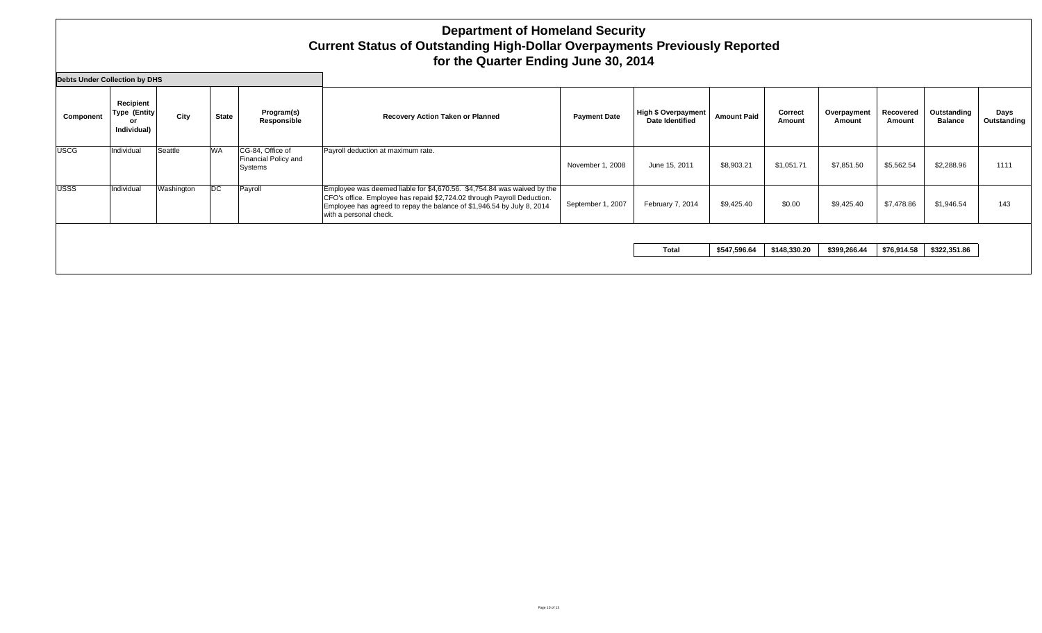# Department of Homeland Security
## Current Status of Outstanding High-Dollar Overpayments Previously Reported
## for the Quarter Ending June 30, 2014

**Debts Under Collection by DHS**

| Component | Recipient Type (Entity or Individual) | City | State | Program(s) Responsible | Recovery Action Taken or Planned | Payment Date | High $ Overpayment Date Identified | Amount Paid | Correct Amount | Overpayment Amount | Recovered Amount | Outstanding Balance | Days Outstanding |
|---|---|---|---|---|---|---|---|---|---|---|---|---|---|
| USCG | Individual | Seattle | WA | CG-84, Office of Financial Policy and Systems | Payroll deduction at maximum rate. | November 1, 2008 | June 15, 2011 | $8,903.21 | $1,051.71 | $7,851.50 | $5,562.54 | $2,288.96 | 1111 |
| USSS | Individual | Washington | DC | Payroll | Employee was deemed liable for $4,670.56. $4,754.84 was waived by the CFO's office. Employee has repaid $2,724.02 through Payroll Deduction. Employee has agreed to repay the balance of $1,946.54 by July 8, 2014 with a personal check. | September 1, 2007 | February 7, 2014 | $9,425.40 | $0.00 | $9,425.40 | $7,478.86 | $1,946.54 | 143 |
| | | | | | | | **Total** | **$547,596.64** | **$148,330.20** | **$399,266.44** | **$76,914.58** | **$322,351.86** | |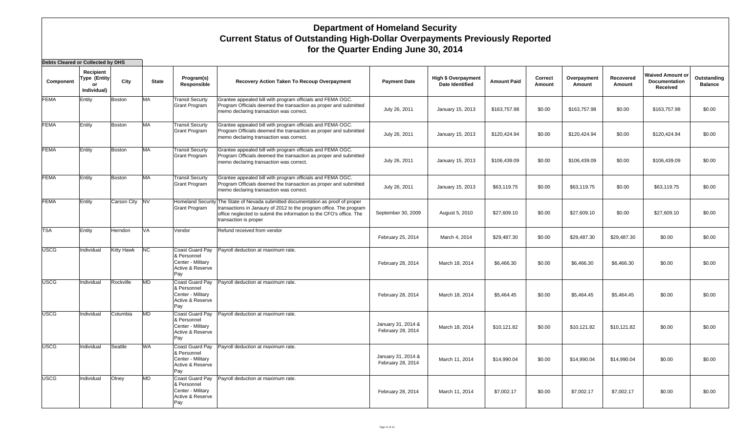# Department of Homeland Security
## Current Status of Outstanding High-Dollar Overpayments Previously Reported
## for the Quarter Ending June 30, 2014

**Debts Cleared or Collected by DHS**

| Component | Recipient Type (Entity or Individual) | City | State | Program(s) Responsible | Recovery Action Taken To Recoup Overpayment | Payment Date | High $ Overpayment Date Identified | Amount Paid | Correct Amount | Overpayment Amount | Recovered Amount | Waived Amount or Documentation Received | Outstanding Balance |
|---|---|---|---|---|---|---|---|---|---|---|---|---|---|
| FEMA | Entity | Boston | MA | Transit Securty Grant Program | Grantee appealed bill with program officials and FEMA OGC. Program Officials deemed the transaction as proper and submitted memo declaring transaction was correct. | July 26, 2011 | January 15, 2013 | $163,757.98 | $0.00 | $163,757.98 | $0.00 | $163,757.98 | $0.00 |
| FEMA | Entity | Boston | MA | Transit Securty Grant Program | Grantee appealed bill with program officials and FEMA OGC. Program Officials deemed the transaction as proper and submitted memo declaring transaction was correct. | July 26, 2011 | January 15, 2013 | $120,424.94 | $0.00 | $120,424.94 | $0.00 | $120,424.94 | $0.00 |
| FEMA | Entity | Boston | MA | Transit Securty Grant Program | Grantee appealed bill with program officials and FEMA OGC. Program Officials deemed the transaction as proper and submitted memo declaring transaction was correct. | July 26, 2011 | January 15, 2013 | $106,439.09 | $0.00 | $106,439.09 | $0.00 | $106,439.09 | $0.00 |
| FEMA | Entity | Boston | MA | Transit Securty Grant Program | Grantee appealed bill with program officials and FEMA OGC. Program Officials deemed the transaction as proper and submitted memo declaring transaction was correct. | July 26, 2011 | January 15, 2013 | $63,119.75 | $0.00 | $63,119.75 | $0.00 | $63,119.75 | $0.00 |
| FEMA | Entity | Carson City | NV | Homeland Security Grant Program | The State of Nevada submitted documentation as proof of proper transactions in Janaury of 2012 to the program office. The program office neglected to submit the information to the CFO's office. The transaction is proper | September 30, 2009 | August 5, 2010 | $27,609.10 | $0.00 | $27,609.10 | $0.00 | $27,609.10 | $0.00 |
| TSA | Entity | Herndon | VA | Vendor | Refund received from vendor | February 25, 2014 | March 4, 2014 | $29,487.30 | $0.00 | $29,487.30 | $29,487.30 | $0.00 | $0.00 |
| USCG | Individual | Kitty Hawk | NC | Coast Guard Pay & Personnel Center - Military Active & Reserve Pay | Payroll deduction at maximum rate. | February 28, 2014 | March 18, 2014 | $6,466.30 | $0.00 | $6,466.30 | $6,466.30 | $0.00 | $0.00 |
| USCG | Individual | Rockville | MD | Coast Guard Pay & Personnel Center - Military Active & Reserve Pay | Payroll deduction at maximum rate. | February 28, 2014 | March 18, 2014 | $5,464.45 | $0.00 | $5,464.45 | $5,464.45 | $0.00 | $0.00 |
| USCG | Individual | Columbia | MD | Coast Guard Pay & Personnel Center - Military Active & Reserve Pay | Payroll deduction at maximum rate. | January 31, 2014 & February 28, 2014 | March 18, 2014 | $10,121.82 | $0.00 | $10,121.82 | $10,121.82 | $0.00 | $0.00 |
| USCG | Individual | Seattle | WA | Coast Guard Pay & Personnel Center - Military Active & Reserve Pay | Payroll deduction at maximum rate. | January 31, 2014 & February 28, 2014 | March 11, 2014 | $14,990.04 | $0.00 | $14,990.04 | $14,990.04 | $0.00 | $0.00 |
| USCG | Individual | Olney | MD | Coast Guard Pay & Personnel Center - Military Active & Reserve Pay | Payroll deduction at maximum rate. | February 28, 2014 | March 11, 2014 | $7,002.17 | $0.00 | $7,002.17 | $7,002.17 | $0.00 | $0.00 |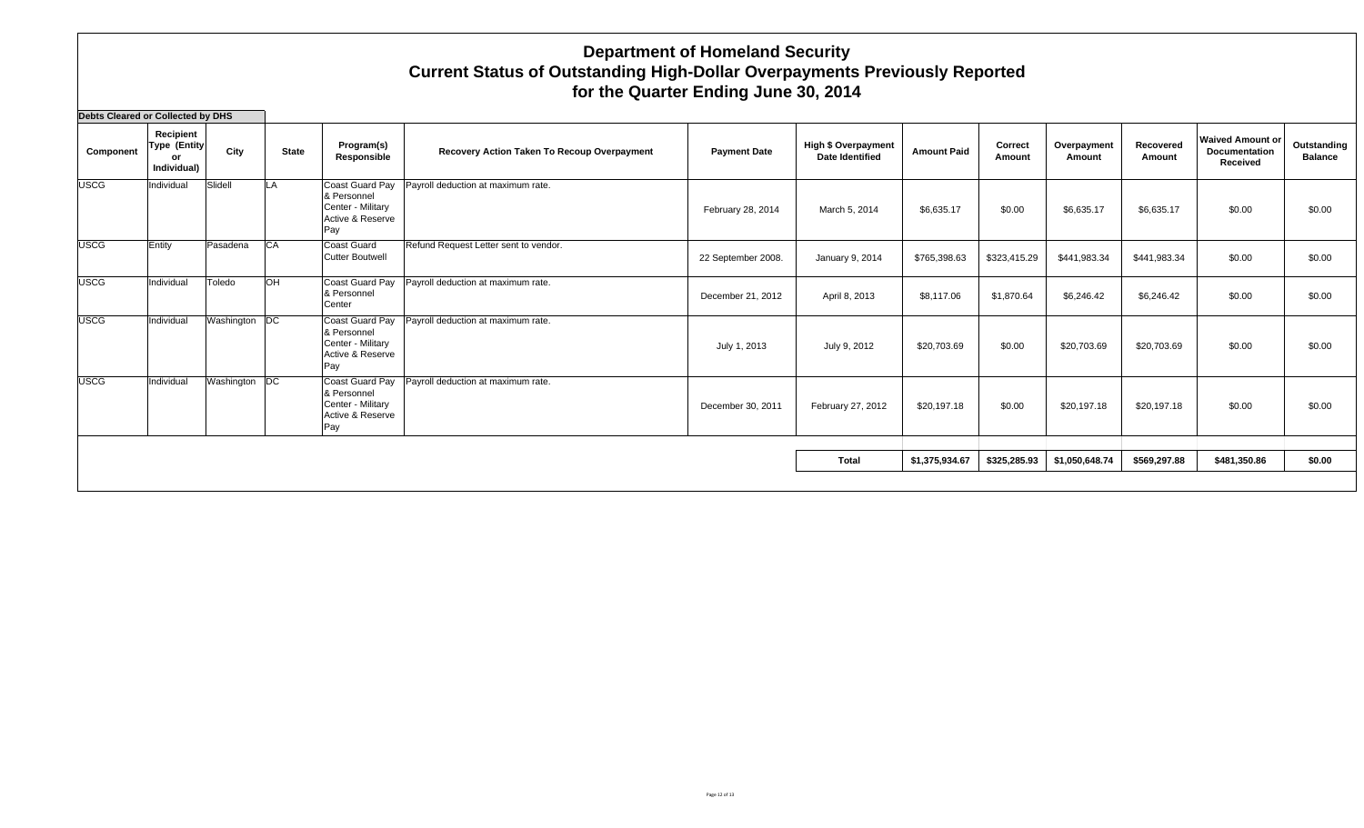# Department of Homeland Security
## Current Status of Outstanding High-Dollar Overpayments Previously Reported
## for the Quarter Ending June 30, 2014

**Debts Cleared or Collected by DHS**

| Component | Recipient Type (Entity or Individual) | City | State | Program(s) Responsible | Recovery Action Taken To Recoup Overpayment | Payment Date | High $ Overpayment Date Identified | Amount Paid | Correct Amount | Overpayment Amount | Recovered Amount | Waived Amount or Documentation Received | Outstanding Balance |
|---|---|---|---|---|---|---|---|---|---|---|---|---|---|
| USCG | Individual | Slidell | LA | Coast Guard Pay & Personnel Center - Military Active & Reserve Pay | Payroll deduction at maximum rate. | February 28, 2014 | March 5, 2014 | $6,635.17 | $0.00 | $6,635.17 | $6,635.17 | $0.00 | $0.00 |
| USCG | Entity | Pasadena | CA | Coast Guard Cutter Boutwell | Refund Request Letter sent to vendor. | 22 September 2008. | January 9, 2014 | $765,398.63 | $323,415.29 | $441,983.34 | $441,983.34 | $0.00 | $0.00 |
| USCG | Individual | Toledo | OH | Coast Guard Pay & Personnel Center | Payroll deduction at maximum rate. | December 21, 2012 | April 8, 2013 | $8,117.06 | $1,870.64 | $6,246.42 | $6,246.42 | $0.00 | $0.00 |
| USCG | Individual | Washington | DC | Coast Guard Pay & Personnel Center - Military Active & Reserve Pay | Payroll deduction at maximum rate. | July 1, 2013 | July 9, 2012 | $20,703.69 | $0.00 | $20,703.69 | $20,703.69 | $0.00 | $0.00 |
| USCG | Individual | Washington | DC | Coast Guard Pay & Personnel Center - Military Active & Reserve Pay | Payroll deduction at maximum rate. | December 30, 2011 | February 27, 2012 | $20,197.18 | $0.00 | $20,197.18 | $20,197.18 | $0.00 | $0.00 |
| | | | | | | | **Total** | **$1,375,934.67** | **$325,285.93** | **$1,050,648.74** | **$569,297.88** | **$481,350.86** | **$0.00** |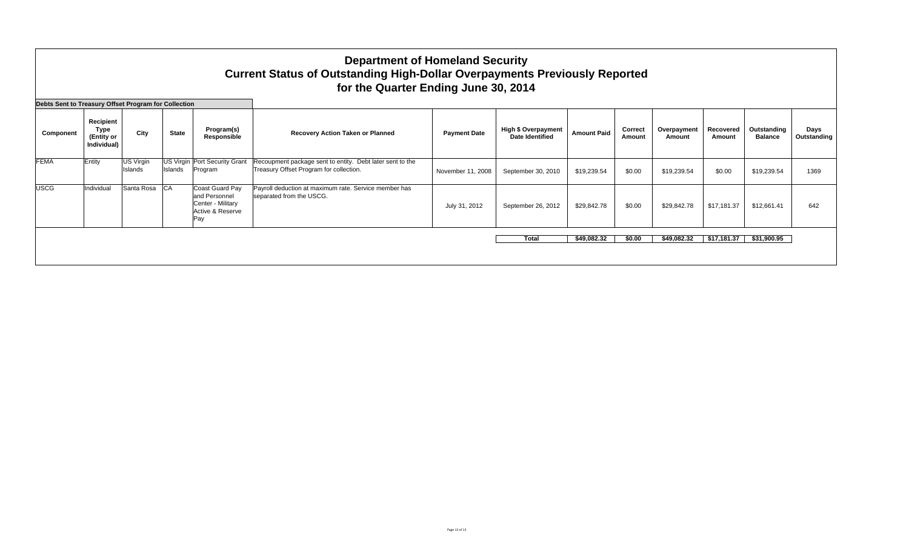# Department of Homeland Security
## Current Status of Outstanding High-Dollar Overpayments Previously Reported for the Quarter Ending June 30, 2014

**Debts Sent to Treasury Offset Program for Collection**

| Component | Recipient Type (Entity or Individual) | City | State | Program(s) Responsible | Recovery Action Taken or Planned | Payment Date | High $ Overpayment Date Identified | Amount Paid | Correct Amount | Overpayment Amount | Recovered Amount | Outstanding Balance | Days Outstanding |
|---|---|---|---|---|---|---|---|---|---|---|---|---|---|
| FEMA | Entity | US Virgin Islands | US Virgin Islands | Port Security Grant Program | Recoupment package sent to entity. Debt later sent to the Treasury Offset Program for collection. | November 11, 2008 | September 30, 2010 | $19,239.54 | $0.00 | $19,239.54 | $0.00 | $19,239.54 | 1369 |
| USCG | Individual | Santa Rosa | CA | Coast Guard Pay and Personnel Center - Military Active & Reserve Pay | Payroll deduction at maximum rate. Service member has separated from the USCG. | July 31, 2012 | September 26, 2012 | $29,842.78 | $0.00 | $29,842.78 | $17,181.37 | $12,661.41 | 642 |
| | | | | | | | **Total** | **$49,082.32** | **$0.00** | **$49,082.32** | **$17,181.37** | **$31,900.95** | |